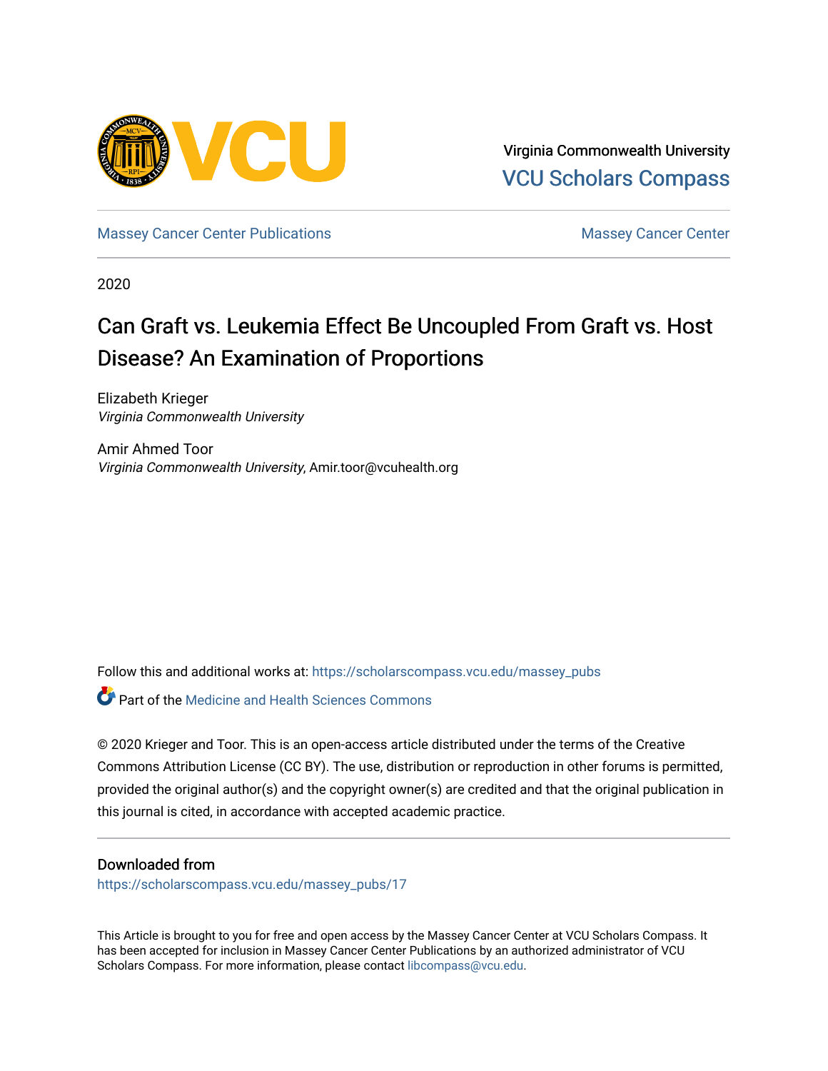Virginia Commonwealth University
VCU Scholars Compass

Massey Cancer Center Publications | Massey Cancer Center

2020

# Can Graft vs. Leukemia Effect Be Uncoupled From Graft vs. Host Disease? An Examination of Proportions

Elizabeth Krieger
*Virginia Commonwealth University*

Amir Ahmed Toor
*Virginia Commonwealth University*, Amir.toor@vcuhealth.org

Follow this and additional works at: https://scholarscompass.vcu.edu/massey_pubs

Part of the Medicine and Health Sciences Commons

© 2020 Krieger and Toor. This is an open-access article distributed under the terms of the Creative Commons Attribution License (CC BY). The use, distribution or reproduction in other forums is permitted, provided the original author(s) and the copyright owner(s) are credited and that the original publication in this journal is cited, in accordance with accepted academic practice.

## Downloaded from

https://scholarscompass.vcu.edu/massey_pubs/17

This Article is brought to you for free and open access by the Massey Cancer Center at VCU Scholars Compass. It has been accepted for inclusion in Massey Cancer Center Publications by an authorized administrator of VCU Scholars Compass. For more information, please contact libcompass@vcu.edu.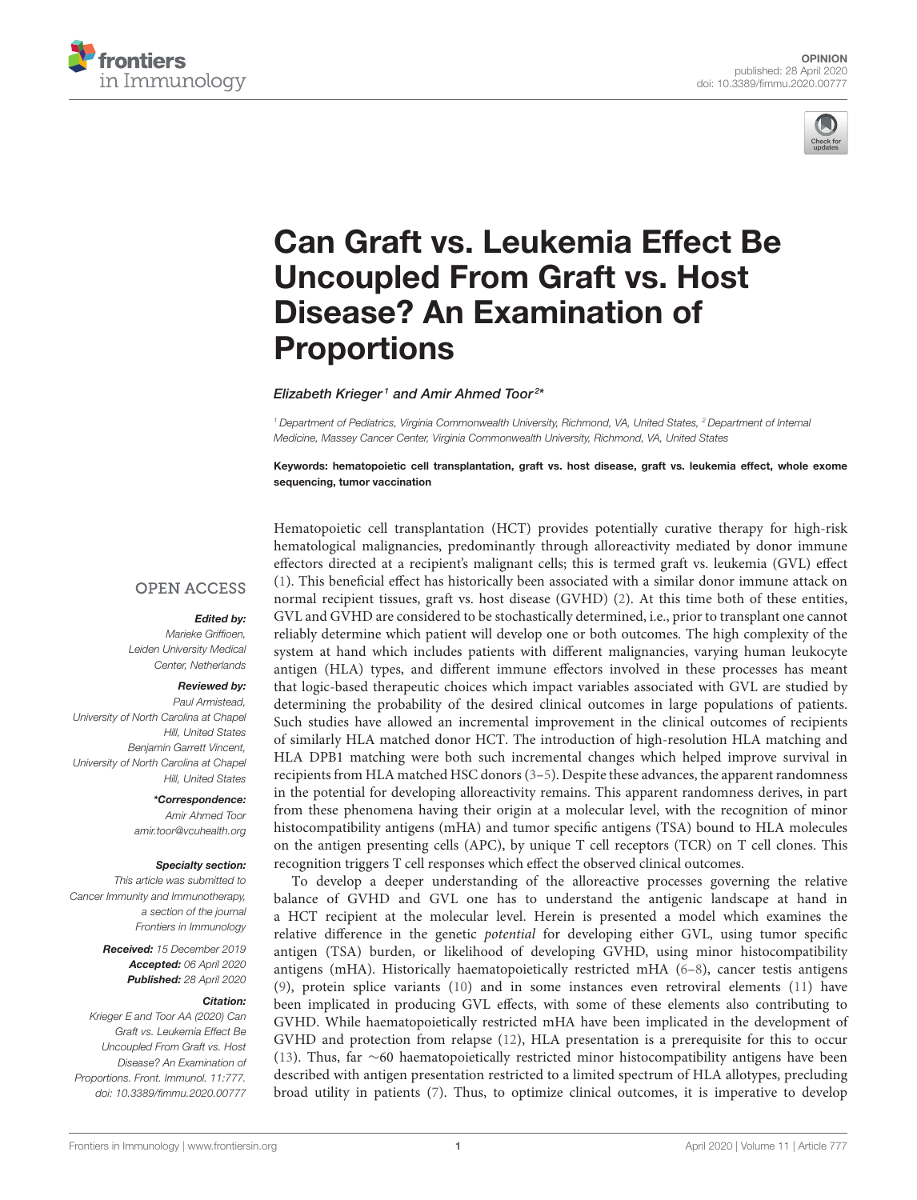OPINION

# Can Graft vs. Leukemia Effect Be Uncoupled From Graft vs. Host Disease? An Examination of Proportions

*Elizabeth Krieger[1] and Amir Ahmed Toor[2]**

[1] Department of Pediatrics, Virginia Commonwealth University, Richmond, VA, United States, [2] Department of Internal Medicine, Massey Cancer Center, Virginia Commonwealth University, Richmond, VA, United States

**Keywords: hematopoietic cell transplantation, graft vs. host disease, graft vs. leukemia effect, whole exome sequencing, tumor vaccination**

OPEN ACCESS

***Edited by:***
*Marieke Griffioen, Leiden University Medical Center, Netherlands*

***Reviewed by:***
*Paul Armistead, University of North Carolina at Chapel Hill, United States*
*Benjamin Garrett Vincent, University of North Carolina at Chapel Hill, United States*

***\*Correspondence:***
*Amir Ahmed Toor*
*amir.toor@vcuhealth.org*

***Specialty section:***
*This article was submitted to Cancer Immunity and Immunotherapy, a section of the journal Frontiers in Immunology*

***Received:*** *15 December 2019*
***Accepted:*** *06 April 2020*
***Published:*** *28 April 2020*

***Citation:***
*Krieger E and Toor AA (2020) Can Graft vs. Leukemia Effect Be Uncoupled From Graft vs. Host Disease? An Examination of Proportions. Front. Immunol. 11:777. doi: 10.3389/fimmu.2020.00777*

Hematopoietic cell transplantation (HCT) provides potentially curative therapy for high-risk hematological malignancies, predominantly through alloreactivity mediated by donor immune effectors directed at a recipient's malignant cells; this is termed graft vs. leukemia (GVL) effect (1). This beneficial effect has historically been associated with a similar donor immune attack on normal recipient tissues, graft vs. host disease (GVHD) (2). At this time both of these entities, GVL and GVHD are considered to be stochastically determined, i.e., prior to transplant one cannot reliably determine which patient will develop one or both outcomes. The high complexity of the system at hand which includes patients with different malignancies, varying human leukocyte antigen (HLA) types, and different immune effectors involved in these processes has meant that logic-based therapeutic choices which impact variables associated with GVL are studied by determining the probability of the desired clinical outcomes in large populations of patients. Such studies have allowed an incremental improvement in the clinical outcomes of recipients of similarly HLA matched donor HCT. The introduction of high-resolution HLA matching and HLA DPB1 matching were both such incremental changes which helped improve survival in recipients from HLA matched HSC donors (3–5). Despite these advances, the apparent randomness in the potential for developing alloreactivity remains. This apparent randomness derives, in part from these phenomena having their origin at a molecular level, with the recognition of minor histocompatibility antigens (mHA) and tumor specific antigens (TSA) bound to HLA molecules on the antigen presenting cells (APC), by unique T cell receptors (TCR) on T cell clones. This recognition triggers T cell responses which effect the observed clinical outcomes.

To develop a deeper understanding of the alloreactive processes governing the relative balance of GVHD and GVL one has to understand the antigenic landscape at hand in a HCT recipient at the molecular level. Herein is presented a model which examines the relative difference in the genetic *potential* for developing either GVL, using tumor specific antigen (TSA) burden, or likelihood of developing GVHD, using minor histocompatibility antigens (mHA). Historically haematopoietically restricted mHA (6–8), cancer testis antigens (9), protein splice variants (10) and in some instances even retroviral elements (11) have been implicated in producing GVL effects, with some of these elements also contributing to GVHD. While haematopoietically restricted mHA have been implicated in the development of GVHD and protection from relapse (12), HLA presentation is a prerequisite for this to occur (13). Thus, far ∼60 haematopoietically restricted minor histocompatibility antigens have been described with antigen presentation restricted to a limited spectrum of HLA allotypes, precluding broad utility in patients (7). Thus, to optimize clinical outcomes, it is imperative to develop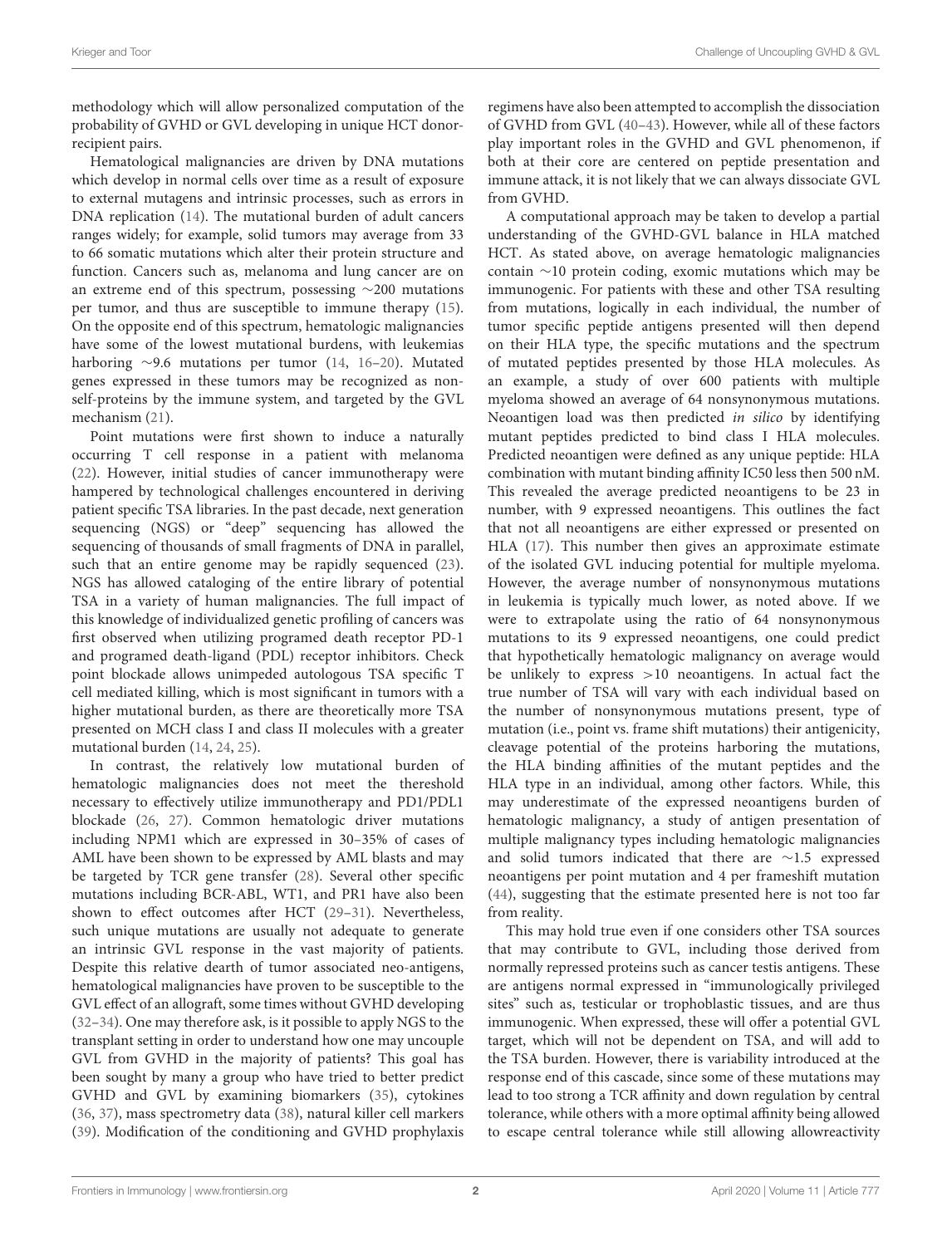methodology which will allow personalized computation of the probability of GVHD or GVL developing in unique HCT donor-recipient pairs.

Hematological malignancies are driven by DNA mutations which develop in normal cells over time as a result of exposure to external mutagens and intrinsic processes, such as errors in DNA replication (14). The mutational burden of adult cancers ranges widely; for example, solid tumors may average from 33 to 66 somatic mutations which alter their protein structure and function. Cancers such as, melanoma and lung cancer are on an extreme end of this spectrum, possessing ∼200 mutations per tumor, and thus are susceptible to immune therapy (15). On the opposite end of this spectrum, hematologic malignancies have some of the lowest mutational burdens, with leukemias harboring ∼9.6 mutations per tumor (14, 16–20). Mutated genes expressed in these tumors may be recognized as non-self-proteins by the immune system, and targeted by the GVL mechanism (21).

Point mutations were first shown to induce a naturally occurring T cell response in a patient with melanoma (22). However, initial studies of cancer immunotherapy were hampered by technological challenges encountered in deriving patient specific TSA libraries. In the past decade, next generation sequencing (NGS) or "deep" sequencing has allowed the sequencing of thousands of small fragments of DNA in parallel, such that an entire genome may be rapidly sequenced (23). NGS has allowed cataloging of the entire library of potential TSA in a variety of human malignancies. The full impact of this knowledge of individualized genetic profiling of cancers was first observed when utilizing programed death receptor PD-1 and programed death-ligand (PDL) receptor inhibitors. Check point blockade allows unimpeded autologous TSA specific T cell mediated killing, which is most significant in tumors with a higher mutational burden, as there are theoretically more TSA presented on MCH class I and class II molecules with a greater mutational burden (14, 24, 25).

In contrast, the relatively low mutational burden of hematologic malignancies does not meet the thereshold necessary to effectively utilize immunotherapy and PD1/PDL1 blockade (26, 27). Common hematologic driver mutations including NPM1 which are expressed in 30–35% of cases of AML have been shown to be expressed by AML blasts and may be targeted by TCR gene transfer (28). Several other specific mutations including BCR-ABL, WT1, and PR1 have also been shown to effect outcomes after HCT (29–31). Nevertheless, such unique mutations are usually not adequate to generate an intrinsic GVL response in the vast majority of patients. Despite this relative dearth of tumor associated neo-antigens, hematological malignancies have proven to be susceptible to the GVL effect of an allograft, some times without GVHD developing (32–34). One may therefore ask, is it possible to apply NGS to the transplant setting in order to understand how one may uncouple GVL from GVHD in the majority of patients? This goal has been sought by many a group who have tried to better predict GVHD and GVL by examining biomarkers (35), cytokines (36, 37), mass spectrometry data (38), natural killer cell markers (39). Modification of the conditioning and GVHD prophylaxis regimens have also been attempted to accomplish the dissociation of GVHD from GVL (40–43). However, while all of these factors play important roles in the GVHD and GVL phenomenon, if both at their core are centered on peptide presentation and immune attack, it is not likely that we can always dissociate GVL from GVHD.

A computational approach may be taken to develop a partial understanding of the GVHD-GVL balance in HLA matched HCT. As stated above, on average hematologic malignancies contain ∼10 protein coding, exomic mutations which may be immunogenic. For patients with these and other TSA resulting from mutations, logically in each individual, the number of tumor specific peptide antigens presented will then depend on their HLA type, the specific mutations and the spectrum of mutated peptides presented by those HLA molecules. As an example, a study of over 600 patients with multiple myeloma showed an average of 64 nonsynonymous mutations. Neoantigen load was then predicted *in silico* by identifying mutant peptides predicted to bind class I HLA molecules. Predicted neoantigen were defined as any unique peptide: HLA combination with mutant binding affinity IC50 less then 500 nM. This revealed the average predicted neoantigens to be 23 in number, with 9 expressed neoantigens. This outlines the fact that not all neoantigens are either expressed or presented on HLA (17). This number then gives an approximate estimate of the isolated GVL inducing potential for multiple myeloma. However, the average number of nonsynonymous mutations in leukemia is typically much lower, as noted above. If we were to extrapolate using the ratio of 64 nonsynonymous mutations to its 9 expressed neoantigens, one could predict that hypothetically hematologic malignancy on average would be unlikely to express >10 neoantigens. In actual fact the true number of TSA will vary with each individual based on the number of nonsynonymous mutations present, type of mutation (i.e., point vs. frame shift mutations) their antigenicity, cleavage potential of the proteins harboring the mutations, the HLA binding affinities of the mutant peptides and the HLA type in an individual, among other factors. While, this may underestimate of the expressed neoantigens burden of hematologic malignancy, a study of antigen presentation of multiple malignancy types including hematologic malignancies and solid tumors indicated that there are ∼1.5 expressed neoantigens per point mutation and 4 per frameshift mutation (44), suggesting that the estimate presented here is not too far from reality.

This may hold true even if one considers other TSA sources that may contribute to GVL, including those derived from normally repressed proteins such as cancer testis antigens. These are antigens normal expressed in "immunologically privileged sites" such as, testicular or trophoblastic tissues, and are thus immunogenic. When expressed, these will offer a potential GVL target, which will not be dependent on TSA, and will add to the TSA burden. However, there is variability introduced at the response end of this cascade, since some of these mutations may lead to too strong a TCR affinity and down regulation by central tolerance, while others with a more optimal affinity being allowed to escape central tolerance while still allowing allowreactivity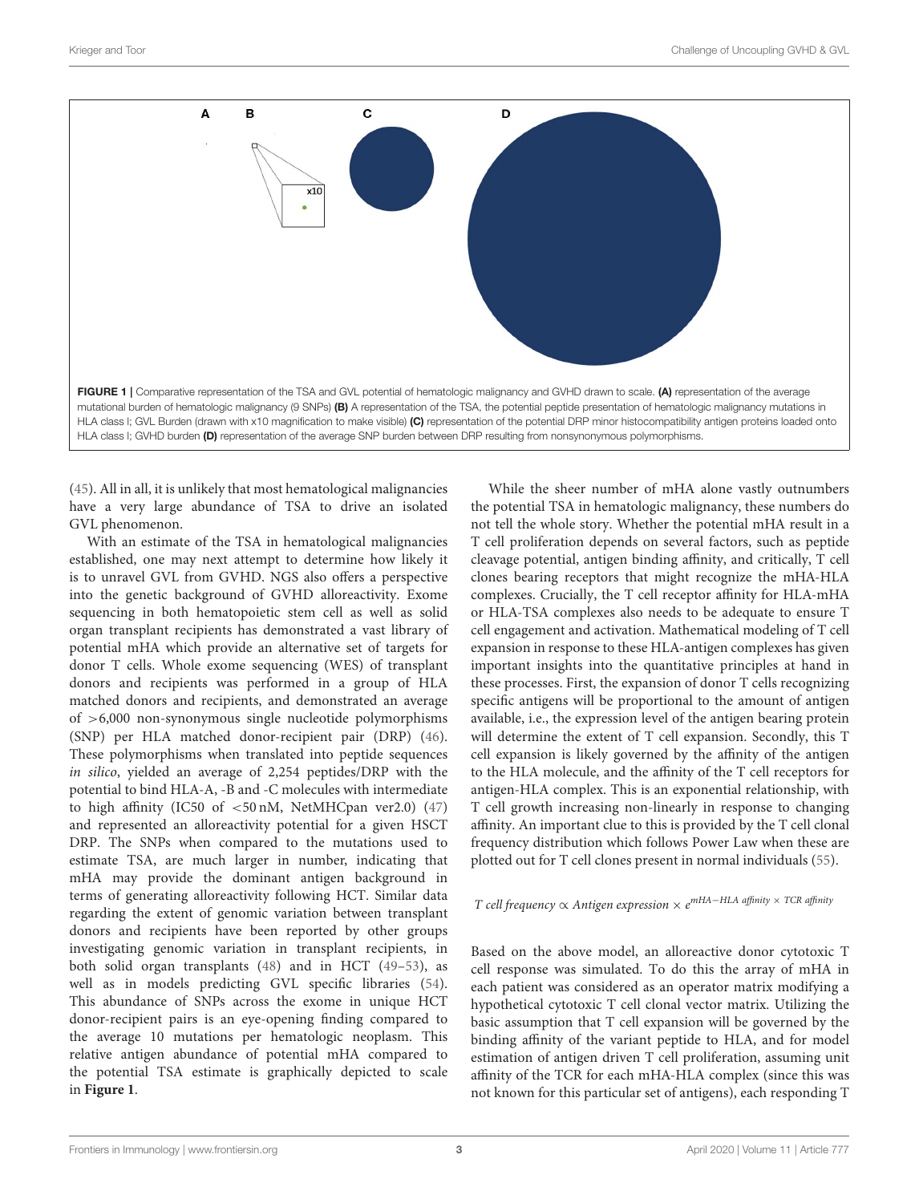A B C D

x10

**FIGURE 1** | Comparative representation of the TSA and GVL potential of hematologic malignancy and GVHD drawn to scale. **(A)** representation of the average mutational burden of hematologic malignancy (9 SNPs) **(B)** A representation of the TSA, the potential peptide presentation of hematologic malignancy mutations in HLA class I; GVL Burden (drawn with x10 magnification to make visible) **(C)** representation of the potential DRP minor histocompatibility antigen proteins loaded onto HLA class I; GVHD burden **(D)** representation of the average SNP burden between DRP resulting from nonsynonymous polymorphisms.

(45). All in all, it is unlikely that most hematological malignancies have a very large abundance of TSA to drive an isolated GVL phenomenon.

With an estimate of the TSA in hematological malignancies established, one may next attempt to determine how likely it is to unravel GVL from GVHD. NGS also offers a perspective into the genetic background of GVHD alloreactivity. Exome sequencing in both hematopoietic stem cell as well as solid organ transplant recipients has demonstrated a vast library of potential mHA which provide an alternative set of targets for donor T cells. Whole exome sequencing (WES) of transplant donors and recipients was performed in a group of HLA matched donors and recipients, and demonstrated an average of >6,000 non-synonymous single nucleotide polymorphisms (SNP) per HLA matched donor-recipient pair (DRP) (46). These polymorphisms when translated into peptide sequences *in silico*, yielded an average of 2,254 peptides/DRP with the potential to bind HLA-A, -B and -C molecules with intermediate to high affinity (IC50 of <50 nM, NetMHCpan ver2.0) (47) and represented an alloreactivity potential for a given HSCT DRP. The SNPs when compared to the mutations used to estimate TSA, are much larger in number, indicating that mHA may provide the dominant antigen background in terms of generating alloreactivity following HCT. Similar data regarding the extent of genomic variation between transplant donors and recipients have been reported by other groups investigating genomic variation in transplant recipients, in both solid organ transplants (48) and in HCT (49–53), as well as in models predicting GVL specific libraries (54). This abundance of SNPs across the exome in unique HCT donor-recipient pairs is an eye-opening finding compared to the average 10 mutations per hematologic neoplasm. This relative antigen abundance of potential mHA compared to the potential TSA estimate is graphically depicted to scale in **Figure 1**.

While the sheer number of mHA alone vastly outnumbers the potential TSA in hematologic malignancy, these numbers do not tell the whole story. Whether the potential mHA result in a T cell proliferation depends on several factors, such as peptide cleavage potential, antigen binding affinity, and critically, T cell clones bearing receptors that might recognize the mHA-HLA complexes. Crucially, the T cell receptor affinity for HLA-mHA or HLA-TSA complexes also needs to be adequate to ensure T cell engagement and activation. Mathematical modeling of T cell expansion in response to these HLA-antigen complexes has given important insights into the quantitative principles at hand in these processes. First, the expansion of donor T cells recognizing specific antigens will be proportional to the amount of antigen available, i.e., the expression level of the antigen bearing protein will determine the extent of T cell expansion. Secondly, this T cell expansion is likely governed by the affinity of the antigen to the HLA molecule, and the affinity of the T cell receptors for antigen-HLA complex. This is an exponential relationship, with T cell growth increasing non-linearly in response to changing affinity. An important clue to this is provided by the T cell clonal frequency distribution which follows Power Law when these are plotted out for T cell clones present in normal individuals (55).

$$T\ cell\ frequency \propto Antigen\ expression \times e^{mHA-HLA\ affinity\ \times\ TCR\ affinity}$$

Based on the above model, an alloreactive donor cytotoxic T cell response was simulated. To do this the array of mHA in each patient was considered as an operator matrix modifying a hypothetical cytotoxic T cell clonal vector matrix. Utilizing the basic assumption that T cell expansion will be governed by the binding affinity of the variant peptide to HLA, and for model estimation of antigen driven T cell proliferation, assuming unit affinity of the TCR for each mHA-HLA complex (since this was not known for this particular set of antigens), each responding T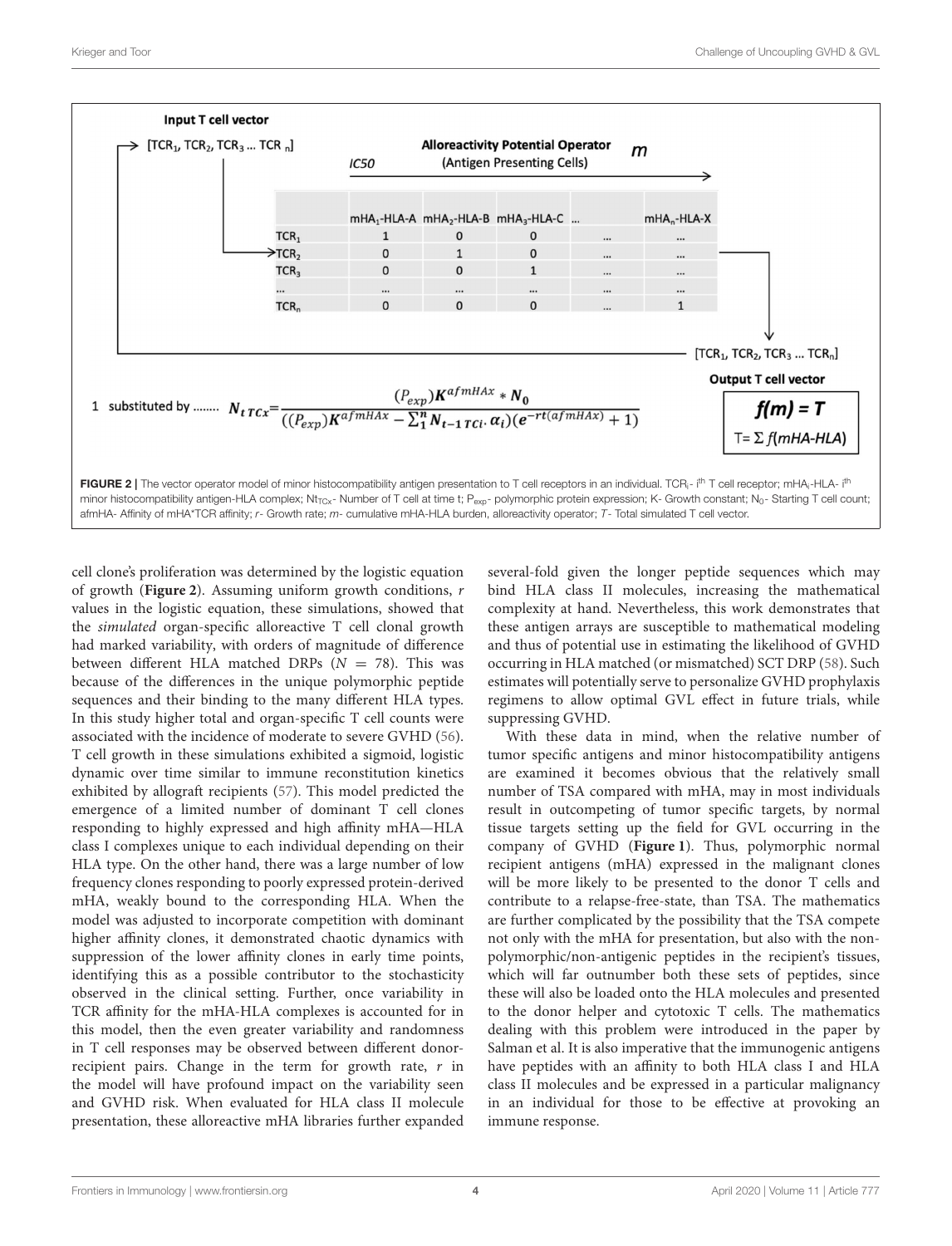**Input T cell vector**

[TCR1, TCR2, TCR3 ... TCR n]

**Alloreactivity Potential Operator** (Antigen Presenting Cells) *m*

*IC50*

| | mHA1-HLA-A | mHA2-HLA-B | mHA3-HLA-C | ... | mHAn-HLA-X |
|---|---|---|---|---|---|
| TCR1 | 1 | 0 | 0 | ... | ... |
| TCR2 | 0 | 1 | 0 | ... | ... |
| TCR3 | 0 | 0 | 1 | ... | ... |
| ... | ... | ... | ... | ... | ... |
| TCRn | 0 | 0 | 0 | ... | 1 |

[TCR1, TCR2, TCR3 ... TCRn]

**Output T cell vector**

1 substituted by ........ $N_{t\,TCx} = \frac{(P_{exp})K^{afmHAx} * N_0}{((P_{exp})K^{afmHAx} - \sum_1^n N_{t-1\,TCi} \cdot \alpha_i)(e^{-rt(afmHAx)} + 1)}$

$f(m) = T$

$T = \Sigma f(mHA\text{-}HLA)$

**FIGURE 2** | The vector operator model of minor histocompatibility antigen presentation to T cell receptors in an individual. $TCR_i$- i[th] T cell receptor; $mHA_i$-HLA- i[th] minor histocompatibility antigen-HLA complex; $Nt_{TCx}$- Number of T cell at time t; $P_{exp}$- polymorphic protein expression; K- Growth constant; $N_0$- Starting T cell count; afmHA- Affinity of mHA*TCR affinity; *r*- Growth rate; *m*- cumulative mHA-HLA burden, alloreactivity operator; *T*- Total simulated T cell vector.

cell clone's proliferation was determined by the logistic equation of growth (**Figure 2**). Assuming uniform growth conditions, *r* values in the logistic equation, these simulations, showed that the *simulated* organ-specific alloreactive T cell clonal growth had marked variability, with orders of magnitude of difference between different HLA matched DRPs ($N = 78$). This was because of the differences in the unique polymorphic peptide sequences and their binding to the many different HLA types. In this study higher total and organ-specific T cell counts were associated with the incidence of moderate to severe GVHD (56). T cell growth in these simulations exhibited a sigmoid, logistic dynamic over time similar to immune reconstitution kinetics exhibited by allograft recipients (57). This model predicted the emergence of a limited number of dominant T cell clones responding to highly expressed and high affinity mHA—HLA class I complexes unique to each individual depending on their HLA type. On the other hand, there was a large number of low frequency clones responding to poorly expressed protein-derived mHA, weakly bound to the corresponding HLA. When the model was adjusted to incorporate competition with dominant higher affinity clones, it demonstrated chaotic dynamics with suppression of the lower affinity clones in early time points, identifying this as a possible contributor to the stochasticity observed in the clinical setting. Further, once variability in TCR affinity for the mHA-HLA complexes is accounted for in this model, then the even greater variability and randomness in T cell responses may be observed between different donor-recipient pairs. Change in the term for growth rate, *r* in the model will have profound impact on the variability seen and GVHD risk. When evaluated for HLA class II molecule presentation, these alloreactive mHA libraries further expanded several-fold given the longer peptide sequences which may bind HLA class II molecules, increasing the mathematical complexity at hand. Nevertheless, this work demonstrates that these antigen arrays are susceptible to mathematical modeling and thus of potential use in estimating the likelihood of GVHD occurring in HLA matched (or mismatched) SCT DRP (58). Such estimates will potentially serve to personalize GVHD prophylaxis regimens to allow optimal GVL effect in future trials, while suppressing GVHD.

With these data in mind, when the relative number of tumor specific antigens and minor histocompatibility antigens are examined it becomes obvious that the relatively small number of TSA compared with mHA, may in most individuals result in outcompeting of tumor specific targets, by normal tissue targets setting up the field for GVL occurring in the company of GVHD (**Figure 1**). Thus, polymorphic normal recipient antigens (mHA) expressed in the malignant clones will be more likely to be presented to the donor T cells and contribute to a relapse-free-state, than TSA. The mathematics are further complicated by the possibility that the TSA compete not only with the mHA for presentation, but also with the non-polymorphic/non-antigenic peptides in the recipient's tissues, which will far outnumber both these sets of peptides, since these will also be loaded onto the HLA molecules and presented to the donor helper and cytotoxic T cells. The mathematics dealing with this problem were introduced in the paper by Salman et al. It is also imperative that the immunogenic antigens have peptides with an affinity to both HLA class I and HLA class II molecules and be expressed in a particular malignancy in an individual for those to be effective at provoking an immune response.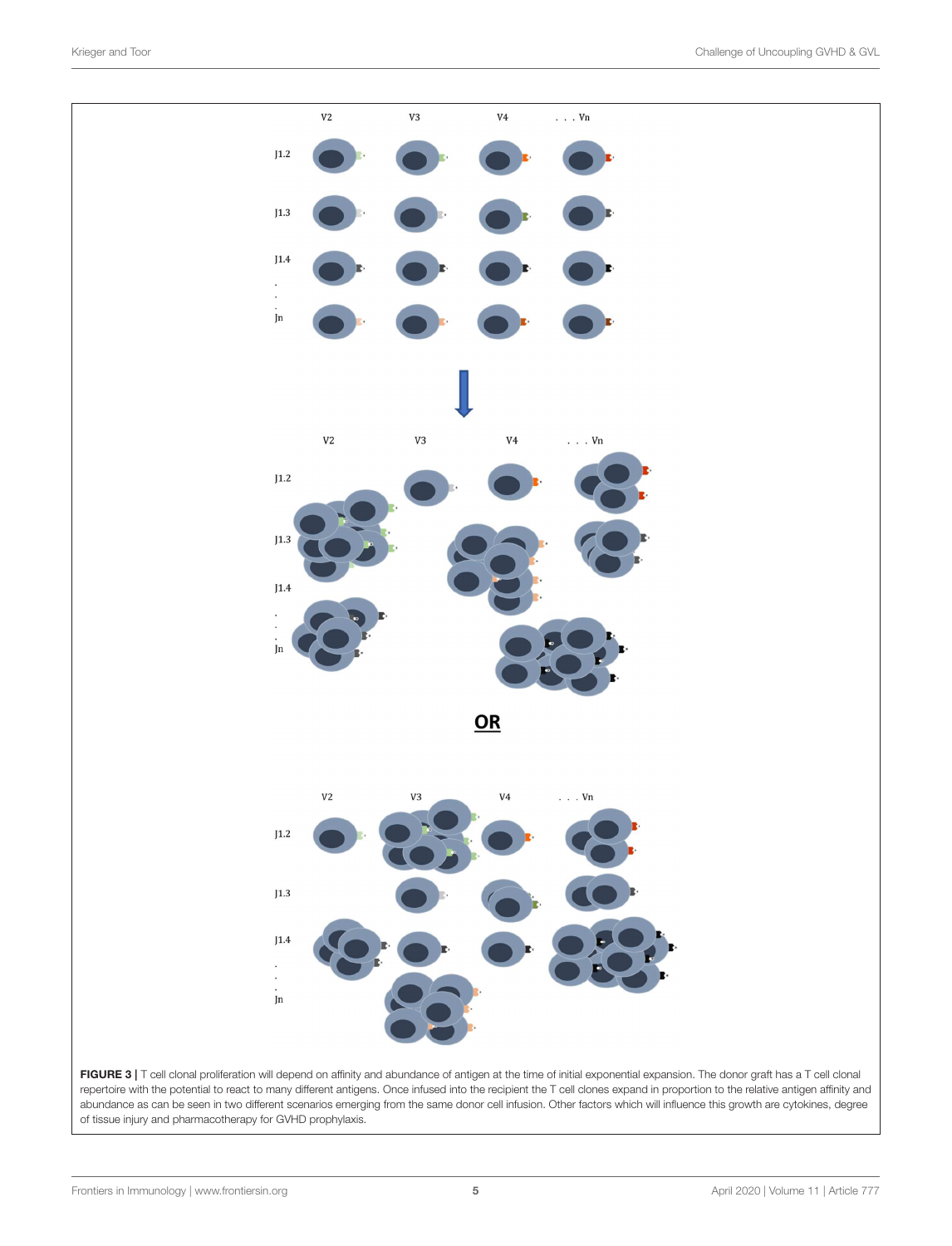**FIGURE 3** | T cell clonal proliferation will depend on affinity and abundance of antigen at the time of initial exponential expansion. The donor graft has a T cell clonal repertoire with the potential to react to many different antigens. Once infused into the recipient the T cell clones expand in proportion to the relative antigen affinity and abundance as can be seen in two different scenarios emerging from the same donor cell infusion. Other factors which will influence this growth are cytokines, degree of tissue injury and pharmacotherapy for GVHD prophylaxis.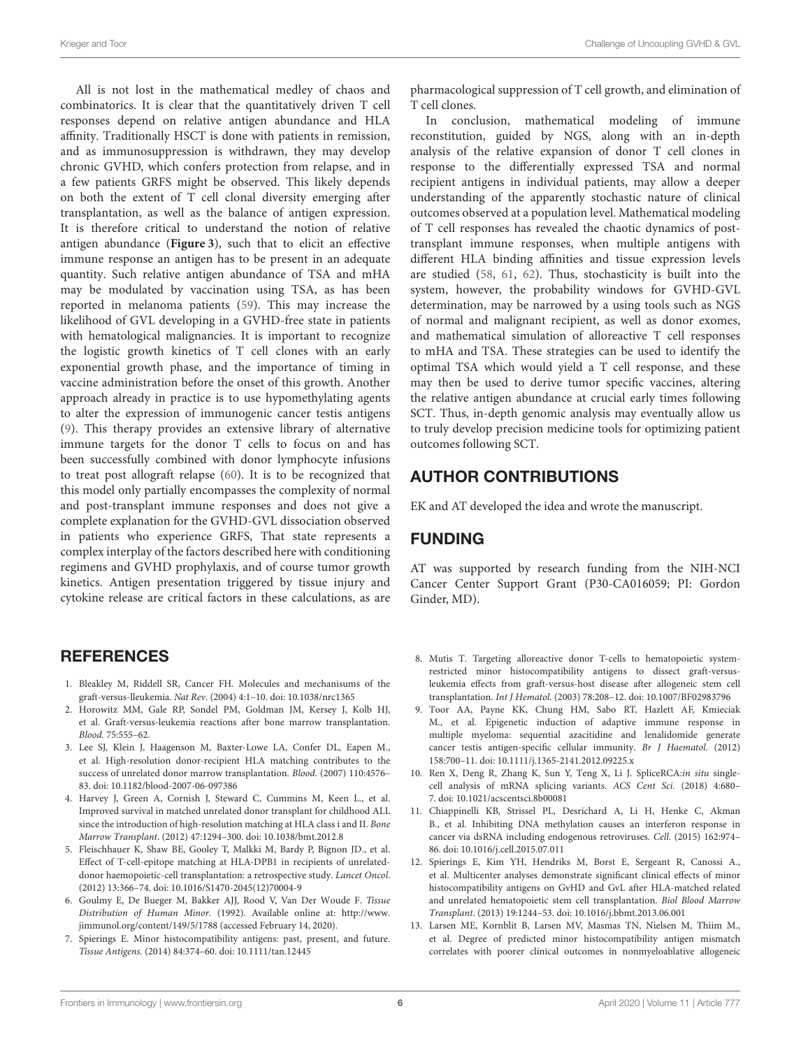All is not lost in the mathematical medley of chaos and combinatorics. It is clear that the quantitatively driven T cell responses depend on relative antigen abundance and HLA affinity. Traditionally HSCT is done with patients in remission, and as immunosuppression is withdrawn, they may develop chronic GVHD, which confers protection from relapse, and in a few patients GRFS might be observed. This likely depends on both the extent of T cell clonal diversity emerging after transplantation, as well as the balance of antigen expression. It is therefore critical to understand the notion of relative antigen abundance (**Figure 3**), such that to elicit an effective immune response an antigen has to be present in an adequate quantity. Such relative antigen abundance of TSA and mHA may be modulated by vaccination using TSA, as has been reported in melanoma patients (59). This may increase the likelihood of GVL developing in a GVHD-free state in patients with hematological malignancies. It is important to recognize the logistic growth kinetics of T cell clones with an early exponential growth phase, and the importance of timing in vaccine administration before the onset of this growth. Another approach already in practice is to use hypomethylating agents to alter the expression of immunogenic cancer testis antigens (9). This therapy provides an extensive library of alternative immune targets for the donor T cells to focus on and has been successfully combined with donor lymphocyte infusions to treat post allograft relapse (60). It is to be recognized that this model only partially encompasses the complexity of normal and post-transplant immune responses and does not give a complete explanation for the GVHD-GVL dissociation observed in patients who experience GRFS, That state represents a complex interplay of the factors described here with conditioning regimens and GVHD prophylaxis, and of course tumor growth kinetics. Antigen presentation triggered by tissue injury and cytokine release are critical factors in these calculations, as are pharmacological suppression of T cell growth, and elimination of T cell clones.

In conclusion, mathematical modeling of immune reconstitution, guided by NGS, along with an in-depth analysis of the relative expansion of donor T cell clones in response to the differentially expressed TSA and normal recipient antigens in individual patients, may allow a deeper understanding of the apparently stochastic nature of clinical outcomes observed at a population level. Mathematical modeling of T cell responses has revealed the chaotic dynamics of post-transplant immune responses, when multiple antigens with different HLA binding affinities and tissue expression levels are studied (58, 61, 62). Thus, stochasticity is built into the system, however, the probability windows for GVHD-GVL determination, may be narrowed by a using tools such as NGS of normal and malignant recipient, as well as donor exomes, and mathematical simulation of alloreactive T cell responses to mHA and TSA. These strategies can be used to identify the optimal TSA which would yield a T cell response, and these may then be used to derive tumor specific vaccines, altering the relative antigen abundance at crucial early times following SCT. Thus, in-depth genomic analysis may eventually allow us to truly develop precision medicine tools for optimizing patient outcomes following SCT.

## AUTHOR CONTRIBUTIONS

EK and AT developed the idea and wrote the manuscript.

## FUNDING

AT was supported by research funding from the NIH-NCI Cancer Center Support Grant (P30-CA016059; PI: Gordon Ginder, MD).

## REFERENCES

1. Bleakley M, Riddell SR, Cancer FH. Molecules and mechanisums of the graft-versus-lleukemia. *Nat Rev*. (2004) 4:1–10. doi: 10.1038/nrc1365
2. Horowitz MM, Gale RP, Sondel PM, Goldman JM, Kersey J, Kolb HJ, et al. Graft-versus-leukemia reactions after bone marrow transplantation. *Blood*. 75:555–62.
3. Lee SJ, Klein J, Haagenson M, Baxter-Lowe LA, Confer DL, Eapen M., et al. High-resolution donor-recipient HLA matching contributes to the success of unrelated donor marrow transplantation. *Blood*. (2007) 110:4576–83. doi: 10.1182/blood-2007-06-097386
4. Harvey J, Green A, Cornish J, Steward C, Cummins M, Keen L., et al. Improved survival in matched unrelated donor transplant for childhood ALL since the introduction of high-resolution matching at HLA class i and II. *Bone Marrow Transplant*. (2012) 47:1294–300. doi: 10.1038/bmt.2012.8
5. Fleischhauer K, Shaw BE, Gooley T, Malkki M, Bardy P, Bignon JD., et al. Effect of T-cell-epitope matching at HLA-DPB1 in recipients of unrelated-donor haemopoietic-cell transplantation: a retrospective study. *Lancet Oncol*. (2012) 13:366–74. doi: 10.1016/S1470-2045(12)70004-9
6. Goulmy E, De Bueger M, Bakker AJJ, Rood V, Van Der Woude F. *Tissue Distribution of Human Minor*. (1992). Available online at: http://www.jimmunol.org/content/149/5/1788 (accessed February 14, 2020).
7. Spierings E. Minor histocompatibility antigens: past, present, and future. *Tissue Antigens*. (2014) 84:374–60. doi: 10.1111/tan.12445
8. Mutis T. Targeting alloreactive donor T-cells to hematopoietic system-restricted minor histocompatibility antigens to dissect graft-versus-leukemia effects from graft-versus-host disease after allogeneic stem cell transplantation. *Int J Hematol*. (2003) 78:208–12. doi: 10.1007/BF02983796
9. Toor AA, Payne KK, Chung HM, Sabo RT, Hazlett AF, Kmieciak M., et al. Epigenetic induction of adaptive immune response in multiple myeloma: sequential azacitidine and lenalidomide generate cancer testis antigen-specific cellular immunity. *Br J Haematol*. (2012) 158:700–11. doi: 10.1111/j.1365-2141.2012.09225.x
10. Ren X, Deng R, Zhang K, Sun Y, Teng X, Li J. SpliceRCA:*in situ* single-cell analysis of mRNA splicing variants. *ACS Cent Sci*. (2018) 4:680–7. doi: 10.1021/acscentsci.8b00081
11. Chiappinelli KB, Strissel PL, Desrichard A, Li H, Henke C, Akman B., et al. Inhibiting DNA methylation causes an interferon response in cancer via dsRNA including endogenous retroviruses. *Cell*. (2015) 162:974–86. doi: 10.1016/j.cell.2015.07.011
12. Spierings E, Kim YH, Hendriks M, Borst E, Sergeant R, Canossi A., et al. Multicenter analyses demonstrate significant clinical effects of minor histocompatibility antigens on GvHD and GvL after HLA-matched related and unrelated hematopoietic stem cell transplantation. *Biol Blood Marrow Transplant*. (2013) 19:1244–53. doi: 10.1016/j.bbmt.2013.06.001
13. Larsen ME, Kornblit B, Larsen MV, Masmas TN, Nielsen M, Thiim M., et al. Degree of predicted minor histocompatibility antigen mismatch correlates with poorer clinical outcomes in nonmyeloablative allogeneic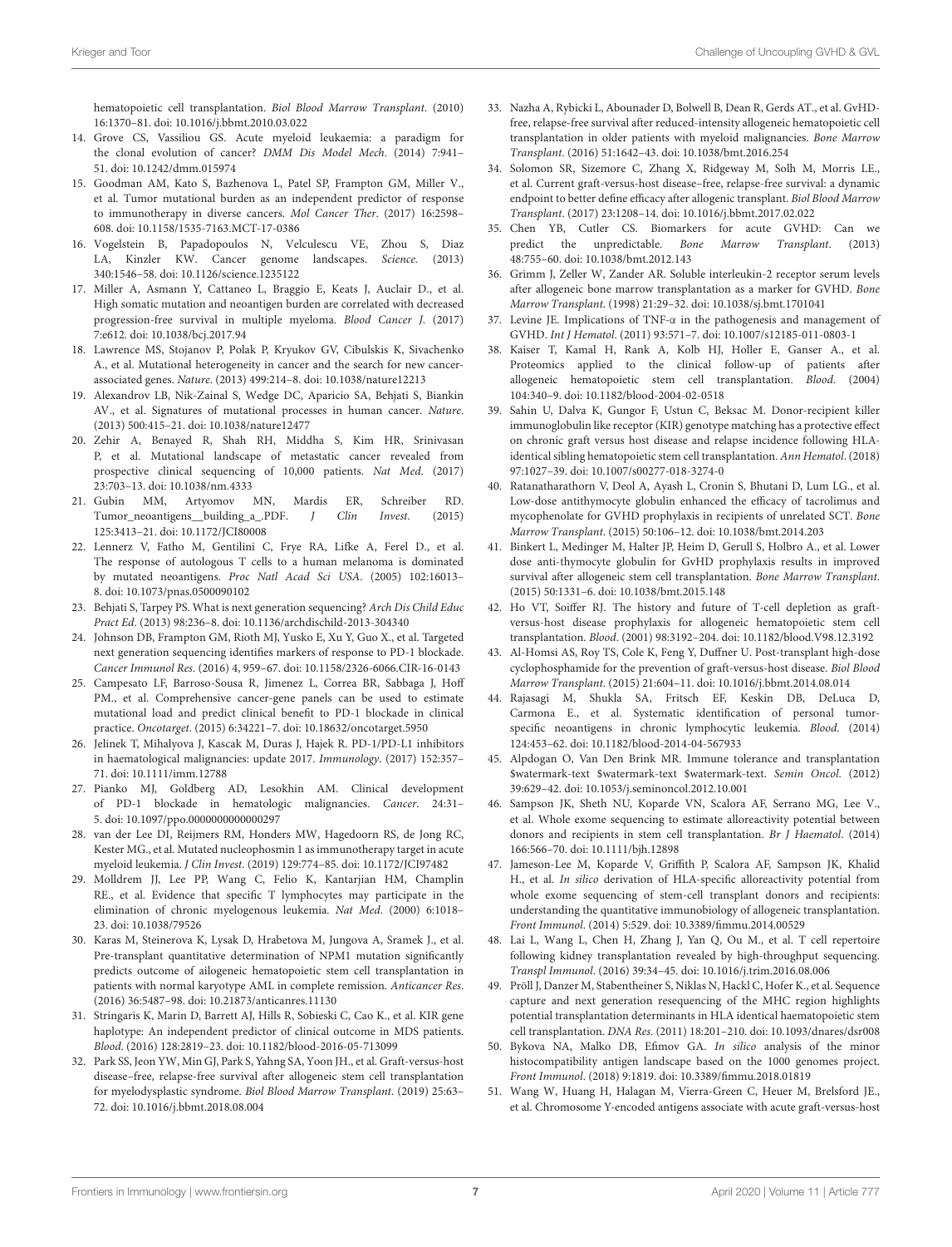hematopoietic cell transplantation. *Biol Blood Marrow Transplant*. (2010) 16:1370–81. doi: 10.1016/j.bbmt.2010.03.022

14. Grove CS, Vassiliou GS. Acute myeloid leukaemia: a paradigm for the clonal evolution of cancer? *DMM Dis Model Mech*. (2014) 7:941–51. doi: 10.1242/dmm.015974
15. Goodman AM, Kato S, Bazhenova L, Patel SP, Frampton GM, Miller V., et al. Tumor mutational burden as an independent predictor of response to immunotherapy in diverse cancers. *Mol Cancer Ther*. (2017) 16:2598–608. doi: 10.1158/1535-7163.MCT-17-0386
16. Vogelstein B, Papadopoulos N, Velculescu VE, Zhou S, Diaz LA, Kinzler KW. Cancer genome landscapes. *Science*. (2013) 340:1546–58. doi: 10.1126/science.1235122
17. Miller A, Asmann Y, Cattaneo L, Braggio E, Keats J, Auclair D., et al. High somatic mutation and neoantigen burden are correlated with decreased progression-free survival in multiple myeloma. *Blood Cancer J*. (2017) 7:e612. doi: 10.1038/bcj.2017.94
18. Lawrence MS, Stojanov P, Polak P, Kryukov GV, Cibulskis K, Sivachenko A., et al. Mutational heterogeneity in cancer and the search for new cancer-associated genes. *Nature*. (2013) 499:214–8. doi: 10.1038/nature12213
19. Alexandrov LB, Nik-Zainal S, Wedge DC, Aparicio SA, Behjati S, Biankin AV., et al. Signatures of mutational processes in human cancer. *Nature*. (2013) 500:415–21. doi: 10.1038/nature12477
20. Zehir A, Benayed R, Shah RH, Middha S, Kim HR, Srinivasan P, et al. Mutational landscape of metastatic cancer revealed from prospective clinical sequencing of 10,000 patients. *Nat Med*. (2017) 23:703–13. doi: 10.1038/nm.4333
21. Gubin MM, Artyomov MN, Mardis ER, Schreiber RD. Tumor_neoantigens__building_a_.PDF. *J Clin Invest*. (2015) 125:3413–21. doi: 10.1172/JCI80008
22. Lennerz V, Fatho M, Gentilini C, Frye RA, Lifke A, Ferel D., et al. The response of autologous T cells to a human melanoma is dominated by mutated neoantigens. *Proc Natl Acad Sci USA*. (2005) 102:16013–8. doi: 10.1073/pnas.0500090102
23. Behjati S, Tarpey PS. What is next generation sequencing? *Arch Dis Child Educ Pract Ed*. (2013) 98:236–8. doi: 10.1136/archdischild-2013-304340
24. Johnson DB, Frampton GM, Rioth MJ, Yusko E, Xu Y, Guo X., et al. Targeted next generation sequencing identifies markers of response to PD-1 blockade. *Cancer Immunol Res*. (2016) 4, 959–67. doi: 10.1158/2326-6066.CIR-16-0143
25. Campesato LF, Barroso-Sousa R, Jimenez L, Correa BR, Sabbaga J, Hoff PM., et al. Comprehensive cancer-gene panels can be used to estimate mutational load and predict clinical benefit to PD-1 blockade in clinical practice. *Oncotarget*. (2015) 6:34221–7. doi: 10.18632/oncotarget.5950
26. Jelinek T, Mihalyova J, Kascak M, Duras J, Hajek R. PD-1/PD-L1 inhibitors in haematological malignancies: update 2017. *Immunology*. (2017) 152:357–71. doi: 10.1111/imm.12788
27. Pianko MJ, Goldberg AD, Lesokhin AM. Clinical development of PD-1 blockade in hematologic malignancies. *Cancer*. 24:31–5. doi: 10.1097/ppo.0000000000000297
28. van der Lee DI, Reijmers RM, Honders MW, Hagedoorn RS, de Jong RC, Kester MG., et al. Mutated nucleophosmin 1 as immunotherapy target in acute myeloid leukemia. *J Clin Invest*. (2019) 129:774–85. doi: 10.1172/JCI97482
29. Molldrem JJ, Lee PP, Wang C, Felio K, Kantarjian HM, Champlin RE., et al. Evidence that specific T lymphocytes may participate in the elimination of chronic myelogenous leukemia. *Nat Med*. (2000) 6:1018–23. doi: 10.1038/79526
30. Karas M, Steinerova K, Lysak D, Hrabetova M, Jungova A, Sramek J., et al. Pre-transplant quantitative determination of NPM1 mutation significantly predicts outcome of ailogeneic hematopoietic stem cell transplantation in patients with normal karyotype AML in complete remission. *Anticancer Res*. (2016) 36:5487–98. doi: 10.21873/anticanres.11130
31. Stringaris K, Marin D, Barrett AJ, Hills R, Sobieski C, Cao K., et al. KIR gene haplotype: An independent predictor of clinical outcome in MDS patients. *Blood*. (2016) 128:2819–23. doi: 10.1182/blood-2016-05-713099
32. Park SS, Jeon YW, Min GJ, Park S, Yahng SA, Yoon JH., et al. Graft-versus-host disease–free, relapse-free survival after allogeneic stem cell transplantation for myelodysplastic syndrome. *Biol Blood Marrow Transplant*. (2019) 25:63–72. doi: 10.1016/j.bbmt.2018.08.004
33. Nazha A, Rybicki L, Abounader D, Bolwell B, Dean R, Gerds AT., et al. GvHD-free, relapse-free survival after reduced-intensity allogeneic hematopoietic cell transplantation in older patients with myeloid malignancies. *Bone Marrow Transplant*. (2016) 51:1642–43. doi: 10.1038/bmt.2016.254
34. Solomon SR, Sizemore C, Zhang X, Ridgeway M, Solh M, Morris LE., et al. Current graft-versus-host disease–free, relapse-free survival: a dynamic endpoint to better define efficacy after allogenic transplant. *Biol Blood Marrow Transplant*. (2017) 23:1208–14. doi: 10.1016/j.bbmt.2017.02.022
35. Chen YB, Cutler CS. Biomarkers for acute GVHD: Can we predict the unpredictable. *Bone Marrow Transplant*. (2013) 48:755–60. doi: 10.1038/bmt.2012.143
36. Grimm J, Zeller W, Zander AR. Soluble interleukin-2 receptor serum levels after allogeneic bone marrow transplantation as a marker for GVHD. *Bone Marrow Transplant*. (1998) 21:29–32. doi: 10.1038/sj.bmt.1701041
37. Levine JE. Implications of TNF-$\alpha$ in the pathogenesis and management of GVHD. *Int J Hematol*. (2011) 93:571–7. doi: 10.1007/s12185-011-0803-1
38. Kaiser T, Kamal H, Rank A, Kolb HJ, Holler E, Ganser A., et al. Proteomics applied to the clinical follow-up of patients after allogeneic hematopoietic stem cell transplantation. *Blood*. (2004) 104:340–9. doi: 10.1182/blood-2004-02-0518
39. Sahin U, Dalva K, Gungor F, Ustun C, Beksac M. Donor-recipient killer immunoglobulin like receptor (KIR) genotype matching has a protective effect on chronic graft versus host disease and relapse incidence following HLA-identical sibling hematopoietic stem cell transplantation. *Ann Hematol*. (2018) 97:1027–39. doi: 10.1007/s00277-018-3274-0
40. Ratanatharathorn V, Deol A, Ayash L, Cronin S, Bhutani D, Lum LG., et al. Low-dose antithymocyte globulin enhanced the efficacy of tacrolimus and mycophenolate for GVHD prophylaxis in recipients of unrelated SCT. *Bone Marrow Transplant*. (2015) 50:106–12. doi: 10.1038/bmt.2014.203
41. Binkert L, Medinger M, Halter JP, Heim D, Gerull S, Holbro A., et al. Lower dose anti-thymocyte globulin for GvHD prophylaxis results in improved survival after allogeneic stem cell transplantation. *Bone Marrow Transplant*. (2015) 50:1331–6. doi: 10.1038/bmt.2015.148
42. Ho VT, Soiffer RJ. The history and future of T-cell depletion as graft-versus-host disease prophylaxis for allogeneic hematopoietic stem cell transplantation. *Blood*. (2001) 98:3192–204. doi: 10.1182/blood.V98.12.3192
43. Al-Homsi AS, Roy TS, Cole K, Feng Y, Duffner U. Post-transplant high-dose cyclophosphamide for the prevention of graft-versus-host disease. *Biol Blood Marrow Transplant*. (2015) 21:604–11. doi: 10.1016/j.bbmt.2014.08.014
44. Rajasagi M, Shukla SA, Fritsch EF, Keskin DB, DeLuca D, Carmona E., et al. Systematic identification of personal tumor-specific neoantigens in chronic lymphocytic leukemia. *Blood*. (2014) 124:453–62. doi: 10.1182/blood-2014-04-567933
45. Alpdogan O, Van Den Brink MR. Immune tolerance and transplantation $watermark-text $watermark-text $watermark-text. *Semin Oncol*. (2012) 39:629–42. doi: 10.1053/j.seminoncol.2012.10.001
46. Sampson JK, Sheth NU, Koparde VN, Scalora AF, Serrano MG, Lee V., et al. Whole exome sequencing to estimate alloreactivity potential between donors and recipients in stem cell transplantation. *Br J Haematol*. (2014) 166:566–70. doi: 10.1111/bjh.12898
47. Jameson-Lee M, Koparde V, Griffith P, Scalora AF, Sampson JK, Khalid H., et al. *In silico* derivation of HLA-specific alloreactivity potential from whole exome sequencing of stem-cell transplant donors and recipients: understanding the quantitative immunobiology of allogeneic transplantation. *Front Immunol*. (2014) 5:529. doi: 10.3389/fimmu.2014.00529
48. Lai L, Wang L, Chen H, Zhang J, Yan Q, Ou M., et al. T cell repertoire following kidney transplantation revealed by high-throughput sequencing. *Transpl Immunol*. (2016) 39:34–45. doi: 10.1016/j.trim.2016.08.006
49. Pröll J, Danzer M, Stabentheiner S, Niklas N, Hackl C, Hofer K., et al. Sequence capture and next generation resequencing of the MHC region highlights potential transplantation determinants in HLA identical haematopoietic stem cell transplantation. *DNA Res*. (2011) 18:201–210. doi: 10.1093/dnares/dsr008
50. Bykova NA, Malko DB, Efimov GA. *In silico* analysis of the minor histocompatibility antigen landscape based on the 1000 genomes project. *Front Immunol*. (2018) 9:1819. doi: 10.3389/fimmu.2018.01819
51. Wang W, Huang H, Halagan M, Vierra-Green C, Heuer M, Brelsford JE., et al. Chromosome Y-encoded antigens associate with acute graft-versus-host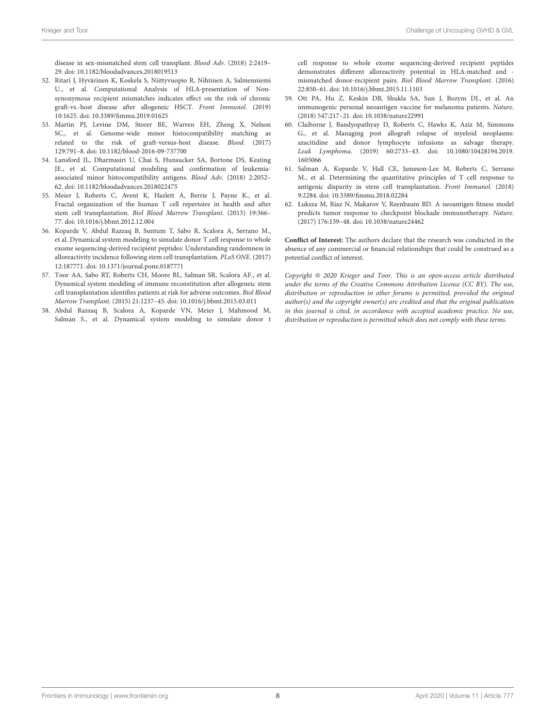disease in sex-mismatched stem cell transplant. *Blood Adv*. (2018) 2:2419–29. doi: 10.1182/bloodadvances.2018019513

52. Ritari J, Hyvärinen K, Koskela S, Niittyvuopio R, Nihtinen A, Salmenniemi U., et al. Computational Analysis of HLA-presentation of Non-synonymous recipient mismatches indicates effect on the risk of chronic graft-vs.-host disease after allogeneic HSCT. *Front Immunol*. (2019) 10:1625. doi: 10.3389/fimmu.2019.01625
53. Martin PJ, Levine DM, Storer BE, Warren EH, Zheng X, Nelson SC., et al. Genome-wide minor histocompatibility matching as related to the risk of graft-versus-host disease. *Blood*. (2017) 129:791–8. doi: 10.1182/blood-2016-09-737700
54. Lansford JL, Dharmasiri U, Chai S, Hunsucker SA, Bortone DS, Keating JE., et al. Computational modeling and confirmation of leukemia-associated minor histocompatibility antigens. *Blood Adv*. (2018) 2:2052–62. doi: 10.1182/bloodadvances.2018022475
55. Meier J, Roberts C, Avent K, Hazlett A, Berrie J, Payne K., et al. Fractal organization of the human T cell repertoire in health and after stem cell transplantation. *Biol Blood Marrow Transplant*. (2013) 19:366–77. doi: 10.1016/j.bbmt.2012.12.004
56. Koparde V, Abdul Razzaq B, Suntum T, Sabo R, Scalora A, Serrano M., et al. Dynamical system modeling to simulate donor T cell response to whole exome sequencing-derived recipient peptides: Understanding randomness in alloreactivity incidence following stem cell transplantation. *PLoS ONE*. (2017) 12:187771. doi: 10.1371/journal.pone.0187771
57. Toor AA, Sabo RT, Roberts CH, Moore BL, Salman SR, Scalora AF., et al. Dynamical system modeling of immune reconstitution after allogeneic stem cell transplantation identifies patients at risk for adverse outcomes. *Biol Blood Marrow Transplant*. (2015) 21:1237–45. doi: 10.1016/j.bbmt.2015.03.011
58. Abdul Razzaq B, Scalora A, Koparde VN, Meier J, Mahmood M, Salman S., et al. Dynamical system modeling to simulate donor t cell response to whole exome sequencing-derived recipient peptides demonstrates different alloreactivity potential in HLA-matched and -mismatched donor-recipient pairs. *Biol Blood Marrow Transplant*. (2016) 22:850–61. doi: 10.1016/j.bbmt.2015.11.1103
59. Ott PA, Hu Z, Keskin DB, Shukla SA, Sun J, Bozym DJ., et al. An immunogenic personal neoantigen vaccine for melanoma patients. *Nature*. (2018) 547:217–21. doi: 10.1038/nature22991
60. Claiborne J, Bandyopathyay D, Roberts C, Hawks K, Aziz M, Simmons G., et al. Managing post allograft relapse of myeloid neoplasms: azacitidine and donor lymphocyte infusions as salvage therapy. *Leuk Lymphoma*. (2019) 60:2733–43. doi: 10.1080/10428194.2019.1605066
61. Salman A, Koparde V, Hall CE, Jameson-Lee M, Roberts C, Serrano M., et al. Determining the quantitative principles of T cell response to antigenic disparity in stem cell transplantation. *Front Immunol*. (2018) 9:2284. doi: 10.3389/fimmu.2018.02284
62. Łuksza M, Riaz N, Makarov V, Reenbaum BD. A neoantigen fitness model predicts tumor response to checkpoint blockade immunotherapy. *Nature*. (2017) 176:139–48. doi: 10.1038/nature24462

**Conflict of Interest:** The authors declare that the research was conducted in the absence of any commercial or financial relationships that could be construed as a potential conflict of interest.

*Copyright © 2020 Krieger and Toor. This is an open-access article distributed under the terms of the Creative Commons Attribution License (CC BY). The use, distribution or reproduction in other forums is permitted, provided the original author(s) and the copyright owner(s) are credited and that the original publication in this journal is cited, in accordance with accepted academic practice. No use, distribution or reproduction is permitted which does not comply with these terms.*